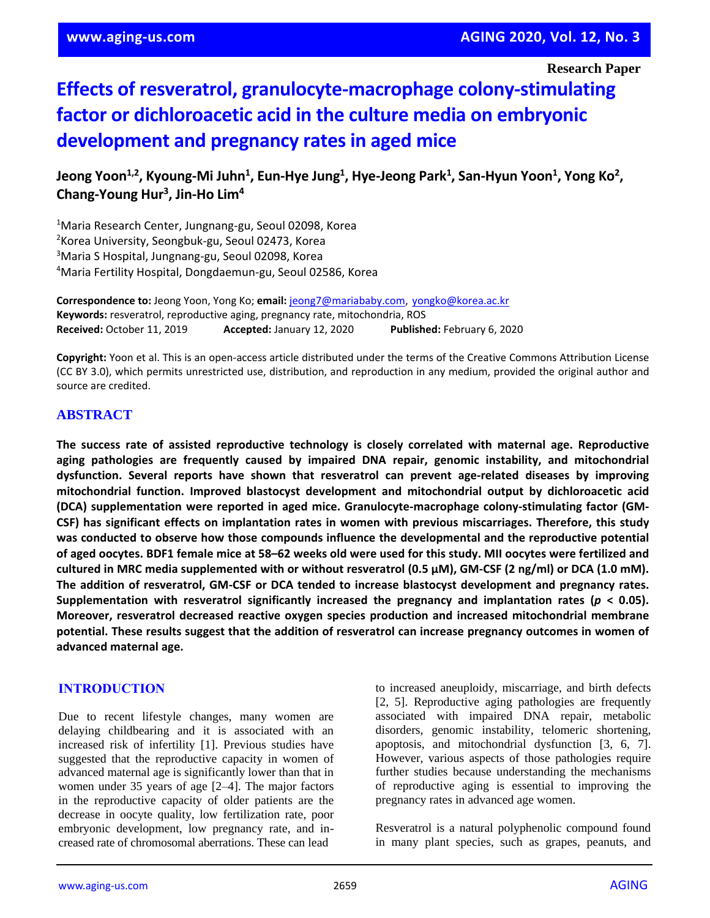Research Paper

# Effects of resveratrol, granulocyte-macrophage colony-stimulating factor or dichloroacetic acid in the culture media on embryonic development and pregnancy rates in aged mice

**Jeong Yoon[1,2], Kyoung-Mi Juhn[1], Eun-Hye Jung[1], Hye-Jeong Park[1], San-Hyun Yoon[1], Yong Ko[2], Chang-Young Hur[3], Jin-Ho Lim[4]**

[1]Maria Research Center, Jungnang-gu, Seoul 02098, Korea
[2]Korea University, Seongbuk-gu, Seoul 02473, Korea
[3]Maria S Hospital, Jungnang-gu, Seoul 02098, Korea
[4]Maria Fertility Hospital, Dongdaemun-gu, Seoul 02586, Korea

**Correspondence to:** Jeong Yoon, Yong Ko; **email:** jeong7@mariababy.com, yongko@korea.ac.kr
**Keywords:** resveratrol, reproductive aging, pregnancy rate, mitochondria, ROS
**Received:** October 11, 2019 **Accepted:** January 12, 2020 **Published:** February 6, 2020

**Copyright:** Yoon et al. This is an open-access article distributed under the terms of the Creative Commons Attribution License (CC BY 3.0), which permits unrestricted use, distribution, and reproduction in any medium, provided the original author and source are credited.

## ABSTRACT

**The success rate of assisted reproductive technology is closely correlated with maternal age. Reproductive aging pathologies are frequently caused by impaired DNA repair, genomic instability, and mitochondrial dysfunction. Several reports have shown that resveratrol can prevent age-related diseases by improving mitochondrial function. Improved blastocyst development and mitochondrial output by dichloroacetic acid (DCA) supplementation were reported in aged mice. Granulocyte-macrophage colony-stimulating factor (GM-CSF) has significant effects on implantation rates in women with previous miscarriages. Therefore, this study was conducted to observe how those compounds influence the developmental and the reproductive potential of aged oocytes. BDF1 female mice at 58–62 weeks old were used for this study. MII oocytes were fertilized and cultured in MRC media supplemented with or without resveratrol (0.5 μM), GM-CSF (2 ng/ml) or DCA (1.0 mM). The addition of resveratrol, GM-CSF or DCA tended to increase blastocyst development and pregnancy rates. Supplementation with resveratrol significantly increased the pregnancy and implantation rates ($p < 0.05$). Moreover, resveratrol decreased reactive oxygen species production and increased mitochondrial membrane potential. These results suggest that the addition of resveratrol can increase pregnancy outcomes in women of advanced maternal age.**

## INTRODUCTION

Due to recent lifestyle changes, many women are delaying childbearing and it is associated with an increased risk of infertility [1]. Previous studies have suggested that the reproductive capacity in women of advanced maternal age is significantly lower than that in women under 35 years of age [2–4]. The major factors in the reproductive capacity of older patients are the decrease in oocyte quality, low fertilization rate, poor embryonic development, low pregnancy rate, and increased rate of chromosomal aberrations. These can lead to increased aneuploidy, miscarriage, and birth defects [2, 5]. Reproductive aging pathologies are frequently associated with impaired DNA repair, metabolic disorders, genomic instability, telomeric shortening, apoptosis, and mitochondrial dysfunction [3, 6, 7]. However, various aspects of those pathologies require further studies because understanding the mechanisms of reproductive aging is essential to improving the pregnancy rates in advanced age women.

Resveratrol is a natural polyphenolic compound found in many plant species, such as grapes, peanuts, and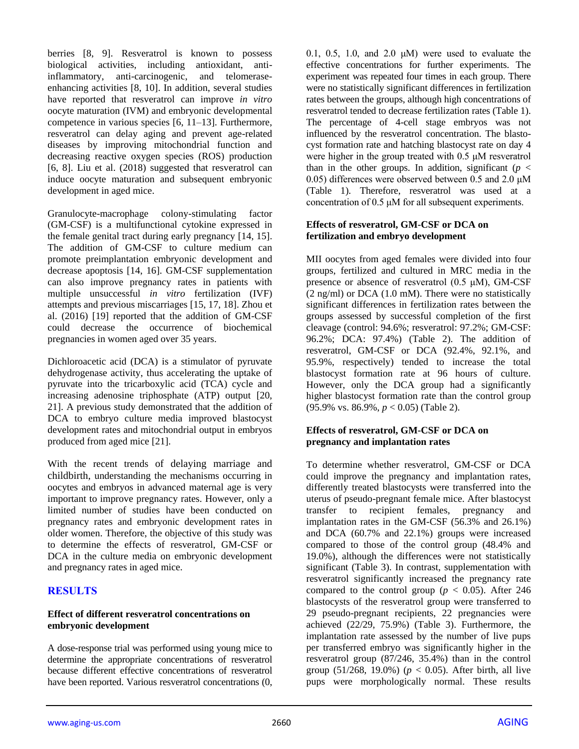berries [8, 9]. Resveratrol is known to possess biological activities, including antioxidant, anti-inflammatory, anti-carcinogenic, and telomerase-enhancing activities [8, 10]. In addition, several studies have reported that resveratrol can improve *in vitro* oocyte maturation (IVM) and embryonic developmental competence in various species [6, 11–13]. Furthermore, resveratrol can delay aging and prevent age-related diseases by improving mitochondrial function and decreasing reactive oxygen species (ROS) production [6, 8]. Liu et al. (2018) suggested that resveratrol can induce oocyte maturation and subsequent embryonic development in aged mice.

Granulocyte-macrophage colony-stimulating factor (GM-CSF) is a multifunctional cytokine expressed in the female genital tract during early pregnancy [14, 15]. The addition of GM-CSF to culture medium can promote preimplantation embryonic development and decrease apoptosis [14, 16]. GM-CSF supplementation can also improve pregnancy rates in patients with multiple unsuccessful *in vitro* fertilization (IVF) attempts and previous miscarriages [15, 17, 18]. Zhou et al. (2016) [19] reported that the addition of GM-CSF could decrease the occurrence of biochemical pregnancies in women aged over 35 years.

Dichloroacetic acid (DCA) is a stimulator of pyruvate dehydrogenase activity, thus accelerating the uptake of pyruvate into the tricarboxylic acid (TCA) cycle and increasing adenosine triphosphate (ATP) output [20, 21]. A previous study demonstrated that the addition of DCA to embryo culture media improved blastocyst development rates and mitochondrial output in embryos produced from aged mice [21].

With the recent trends of delaying marriage and childbirth, understanding the mechanisms occurring in oocytes and embryos in advanced maternal age is very important to improve pregnancy rates. However, only a limited number of studies have been conducted on pregnancy rates and embryonic development rates in older women. Therefore, the objective of this study was to determine the effects of resveratrol, GM-CSF or DCA in the culture media on embryonic development and pregnancy rates in aged mice.

## RESULTS

### Effect of different resveratrol concentrations on embryonic development

A dose-response trial was performed using young mice to determine the appropriate concentrations of resveratrol because different effective concentrations of resveratrol have been reported. Various resveratrol concentrations (0, 0.1, 0.5, 1.0, and 2.0 μM) were used to evaluate the effective concentrations for further experiments. The experiment was repeated four times in each group. There were no statistically significant differences in fertilization rates between the groups, although high concentrations of resveratrol tended to decrease fertilization rates (Table 1). The percentage of 4-cell stage embryos was not influenced by the resveratrol concentration. The blastocyst formation rate and hatching blastocyst rate on day 4 were higher in the group treated with 0.5 μM resveratrol than in the other groups. In addition, significant ($p < 0.05$) differences were observed between 0.5 and 2.0 μM (Table 1). Therefore, resveratrol was used at a concentration of 0.5 μM for all subsequent experiments.

### Effects of resveratrol, GM-CSF or DCA on fertilization and embryo development

MII oocytes from aged females were divided into four groups, fertilized and cultured in MRC media in the presence or absence of resveratrol (0.5 μM), GM-CSF (2 ng/ml) or DCA (1.0 mM). There were no statistically significant differences in fertilization rates between the groups assessed by successful completion of the first cleavage (control: 94.6%; resveratrol: 97.2%; GM-CSF: 96.2%; DCA: 97.4%) (Table 2). The addition of resveratrol, GM-CSF or DCA (92.4%, 92.1%, and 95.9%, respectively) tended to increase the total blastocyst formation rate at 96 hours of culture. However, only the DCA group had a significantly higher blastocyst formation rate than the control group (95.9% vs. 86.9%, $p < 0.05$) (Table 2).

### Effects of resveratrol, GM-CSF or DCA on pregnancy and implantation rates

To determine whether resveratrol, GM-CSF or DCA could improve the pregnancy and implantation rates, differently treated blastocysts were transferred into the uterus of pseudo-pregnant female mice. After blastocyst transfer to recipient females, pregnancy and implantation rates in the GM-CSF (56.3% and 26.1%) and DCA (60.7% and 22.1%) groups were increased compared to those of the control group (48.4% and 19.0%), although the differences were not statistically significant (Table 3). In contrast, supplementation with resveratrol significantly increased the pregnancy rate compared to the control group ($p < 0.05$). After 246 blastocysts of the resveratrol group were transferred to 29 pseudo-pregnant recipients, 22 pregnancies were achieved (22/29, 75.9%) (Table 3). Furthermore, the implantation rate assessed by the number of live pups per transferred embryo was significantly higher in the resveratrol group (87/246, 35.4%) than in the control group (51/268, 19.0%) ($p < 0.05$). After birth, all live pups were morphologically normal. These results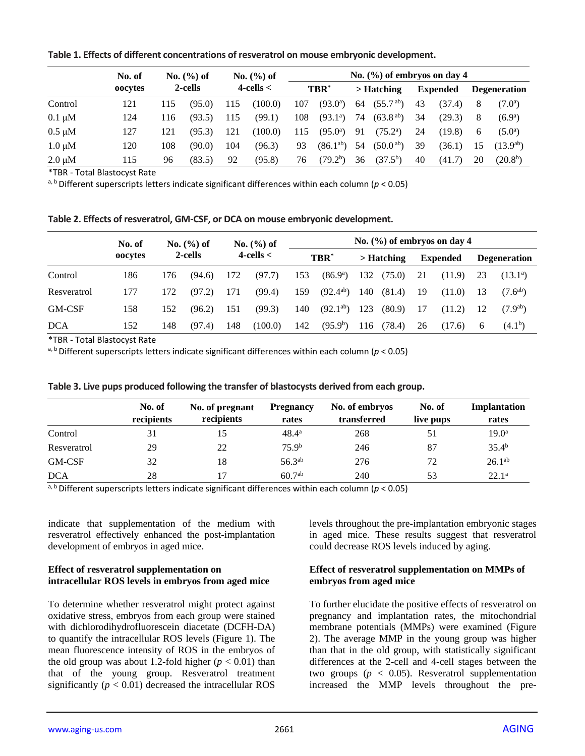**Table 1. Effects of different concentrations of resveratrol on mouse embryonic development.**

| | No. of oocytes | No. (%) of 2-cells | | No. (%) of 4-cells < | | No. (%) of embryos on day 4 | | | | | | | |
|---|---|---|---|---|---|---|---|---|---|---|---|---|---|
| | | | | | | TBR* | | > Hatching | | Expended | | Degeneration | |
| Control | 121 | 115 | (95.0) | 115 | (100.0) | 107 | (93.0$^{a}$) | 64 | (55.7$^{ab}$) | 43 | (37.4) | 8 | (7.0$^{a}$) |
| 0.1 μM | 124 | 116 | (93.5) | 115 | (99.1) | 108 | (93.1$^{a}$) | 74 | (63.8$^{ab}$) | 34 | (29.3) | 8 | (6.9$^{a}$) |
| 0.5 μM | 127 | 121 | (95.3) | 121 | (100.0) | 115 | (95.0$^{a}$) | 91 | (75.2$^{a}$) | 24 | (19.8) | 6 | (5.0$^{a}$) |
| 1.0 μM | 120 | 108 | (90.0) | 104 | (96.3) | 93 | (86.1$^{ab}$) | 54 | (50.0$^{ab}$) | 39 | (36.1) | 15 | (13.9$^{ab}$) |
| 2.0 μM | 115 | 96 | (83.5) | 92 | (95.8) | 76 | (79.2$^{b}$) | 36 | (37.5$^{b}$) | 40 | (41.7) | 20 | (20.8$^{b}$) |

*TBR - Total Blastocyst Rate

a, b Different superscripts letters indicate significant differences within each column ($p < 0.05$)

**Table 2. Effects of resveratrol, GM-CSF, or DCA on mouse embryonic development.**

| | No. of oocytes | No. (%) of 2-cells | | No. (%) of 4-cells < | | No. (%) of embryos on day 4 | | | | | | | |
|---|---|---|---|---|---|---|---|---|---|---|---|---|---|
| | | | | | | TBR* | | > Hatching | | Expended | | Degeneration | |
| Control | 186 | 176 | (94.6) | 172 | (97.7) | 153 | (86.9$^{a}$) | 132 | (75.0) | 21 | (11.9) | 23 | (13.1$^{a}$) |
| Resveratrol | 177 | 172 | (97.2) | 171 | (99.4) | 159 | (92.4$^{ab}$) | 140 | (81.4) | 19 | (11.0) | 13 | (7.6$^{ab}$) |
| GM-CSF | 158 | 152 | (96.2) | 151 | (99.3) | 140 | (92.1$^{ab}$) | 123 | (80.9) | 17 | (11.2) | 12 | (7.9$^{ab}$) |
| DCA | 152 | 148 | (97.4) | 148 | (100.0) | 142 | (95.9$^{b}$) | 116 | (78.4) | 26 | (17.6) | 6 | (4.1$^{b}$) |

*TBR - Total Blastocyst Rate

a, b Different superscripts letters indicate significant differences within each column ($p < 0.05$)

**Table 3. Live pups produced following the transfer of blastocysts derived from each group.**

| | No. of recipients | No. of pregnant recipients | Pregnancy rates | No. of embryos transferred | No. of live pups | Implantation rates |
|---|---|---|---|---|---|---|
| Control | 31 | 15 | 48.4$^{a}$ | 268 | 51 | 19.0$^{a}$ |
| Resveratrol | 29 | 22 | 75.9$^{b}$ | 246 | 87 | 35.4$^{b}$ |
| GM-CSF | 32 | 18 | 56.3$^{ab}$ | 276 | 72 | 26.1$^{ab}$ |
| DCA | 28 | 17 | 60.7$^{ab}$ | 240 | 53 | 22.1$^{a}$ |

a, b Different superscripts letters indicate significant differences within each column ($p < 0.05$)

indicate that supplementation of the medium with resveratrol effectively enhanced the post-implantation development of embryos in aged mice.

### Effect of resveratrol supplementation on intracellular ROS levels in embryos from aged mice

To determine whether resveratrol might protect against oxidative stress, embryos from each group were stained with dichlorodihydrofluorescein diacetate (DCFH-DA) to quantify the intracellular ROS levels (Figure 1). The mean fluorescence intensity of ROS in the embryos of the old group was about 1.2-fold higher ($p < 0.01$) than that of the young group. Resveratrol treatment significantly ($p < 0.01$) decreased the intracellular ROS levels throughout the pre-implantation embryonic stages in aged mice. These results suggest that resveratrol could decrease ROS levels induced by aging.

### Effect of resveratrol supplementation on MMPs of embryos from aged mice

To further elucidate the positive effects of resveratrol on pregnancy and implantation rates, the mitochondrial membrane potentials (MMPs) were examined (Figure 2). The average MMP in the young group was higher than that in the old group, with statistically significant differences at the 2-cell and 4-cell stages between the two groups ($p < 0.05$). Resveratrol supplementation increased the MMP levels throughout the pre-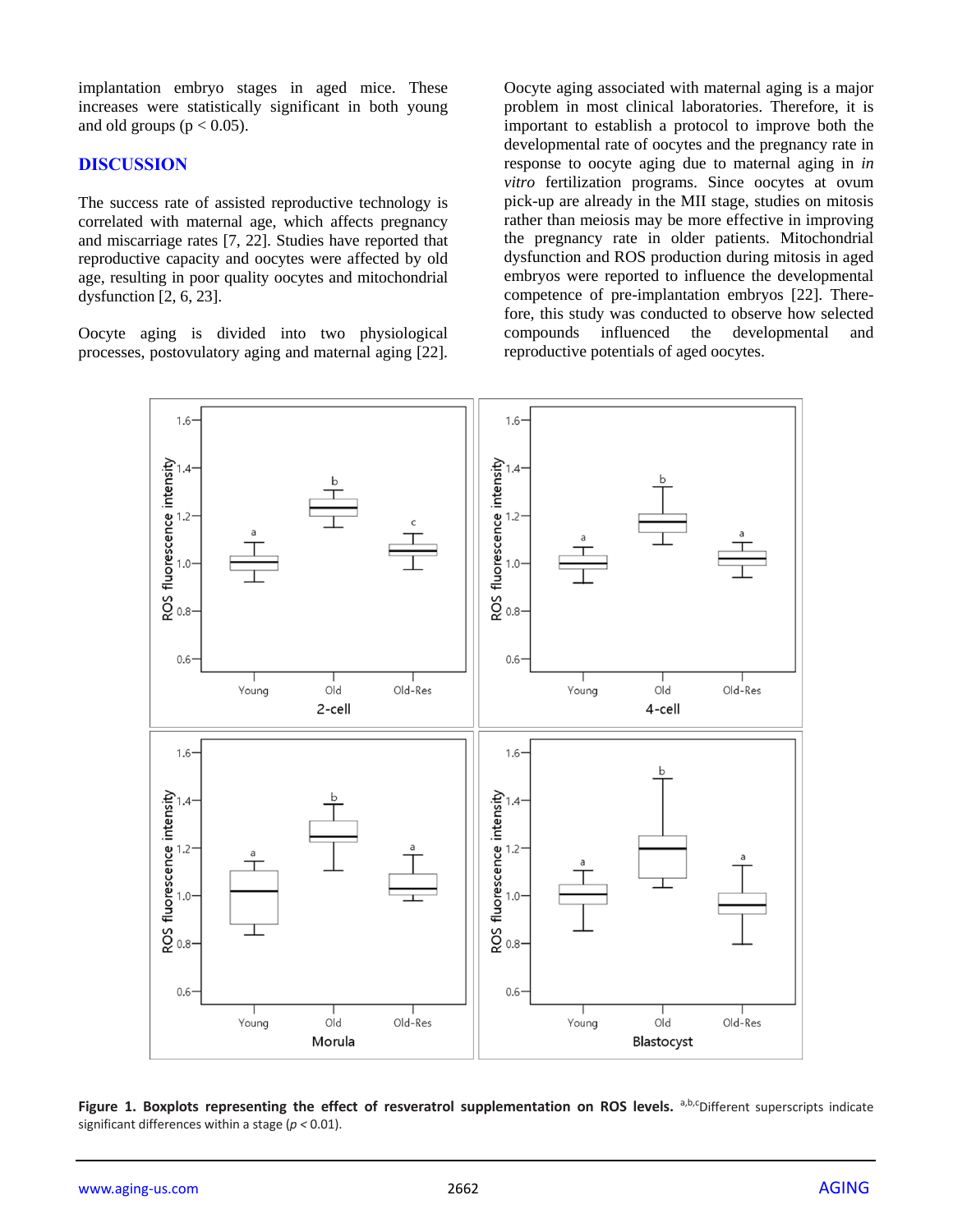implantation embryo stages in aged mice. These increases were statistically significant in both young and old groups ($p < 0.05$).

## DISCUSSION

The success rate of assisted reproductive technology is correlated with maternal age, which affects pregnancy and miscarriage rates [7, 22]. Studies have reported that reproductive capacity and oocytes were affected by old age, resulting in poor quality oocytes and mitochondrial dysfunction [2, 6, 23].

Oocyte aging is divided into two physiological processes, postovulatory aging and maternal aging [22]. Oocyte aging associated with maternal aging is a major problem in most clinical laboratories. Therefore, it is important to establish a protocol to improve both the developmental rate of oocytes and the pregnancy rate in response to oocyte aging due to maternal aging in *in vitro* fertilization programs. Since oocytes at ovum pick-up are already in the MII stage, studies on mitosis rather than meiosis may be more effective in improving the pregnancy rate in older patients. Mitochondrial dysfunction and ROS production during mitosis in aged embryos were reported to influence the developmental competence of pre-implantation embryos [22]. Therefore, this study was conducted to observe how selected compounds influenced the developmental and reproductive potentials of aged oocytes.

**Figure 1. Boxplots representing the effect of resveratrol supplementation on ROS levels.** [a,b,c]Different superscripts indicate significant differences within a stage ($p < 0.01$).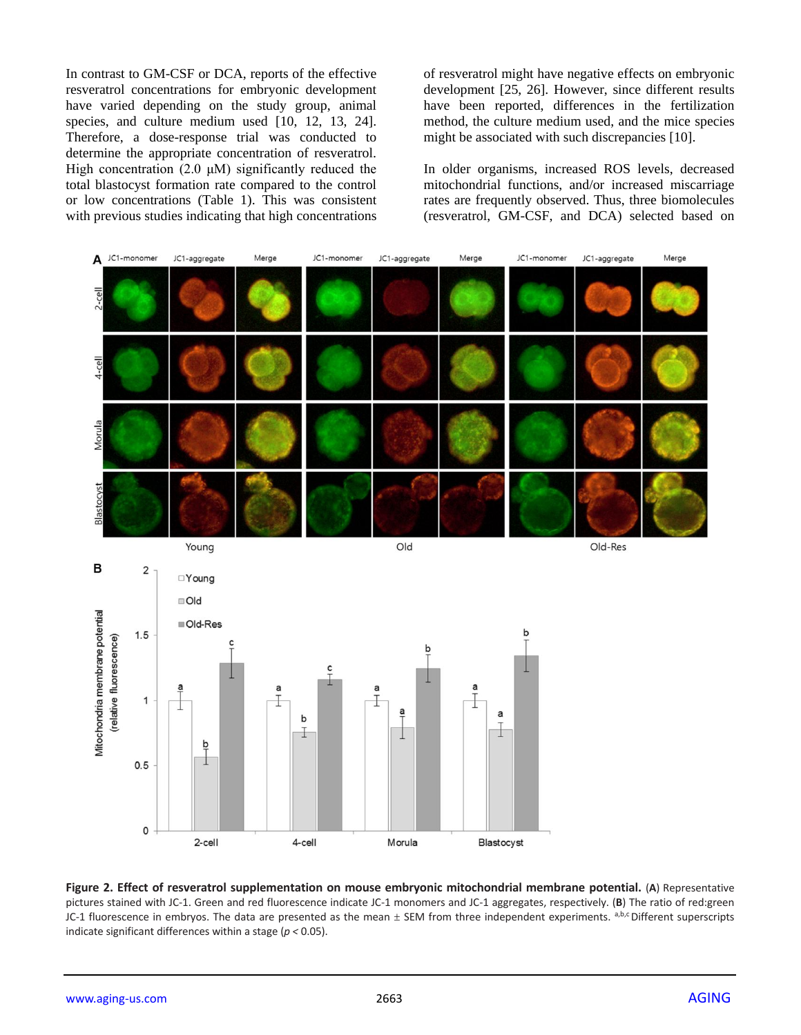In contrast to GM-CSF or DCA, reports of the effective resveratrol concentrations for embryonic development have varied depending on the study group, animal species, and culture medium used [10, 12, 13, 24]. Therefore, a dose-response trial was conducted to determine the appropriate concentration of resveratrol. High concentration (2.0 μM) significantly reduced the total blastocyst formation rate compared to the control or low concentrations (Table 1). This was consistent with previous studies indicating that high concentrations of resveratrol might have negative effects on embryonic development [25, 26]. However, since different results have been reported, differences in the fertilization method, the culture medium used, and the mice species might be associated with such discrepancies [10].

In older organisms, increased ROS levels, decreased mitochondrial functions, and/or increased miscarriage rates are frequently observed. Thus, three biomolecules (resveratrol, GM-CSF, and DCA) selected based on

**Figure 2. Effect of resveratrol supplementation on mouse embryonic mitochondrial membrane potential.** (**A**) Representative pictures stained with JC-1. Green and red fluorescence indicate JC-1 monomers and JC-1 aggregates, respectively. (**B**) The ratio of red:green JC-1 fluorescence in embryos. The data are presented as the mean ± SEM from three independent experiments. [a,b,c] Different superscripts indicate significant differences within a stage ($p < 0.05$).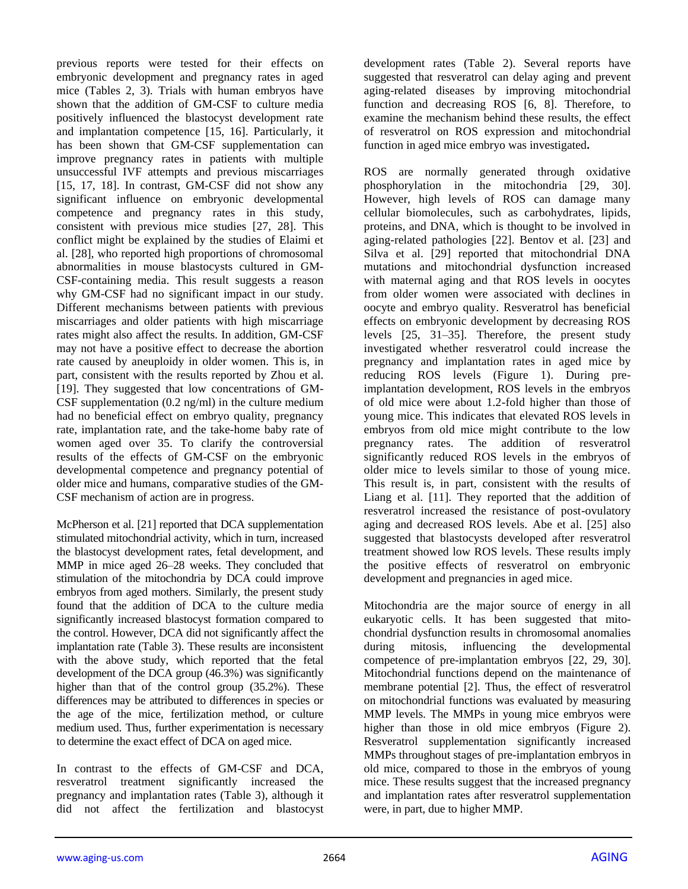previous reports were tested for their effects on embryonic development and pregnancy rates in aged mice (Tables 2, 3). Trials with human embryos have shown that the addition of GM-CSF to culture media positively influenced the blastocyst development rate and implantation competence [15, 16]. Particularly, it has been shown that GM-CSF supplementation can improve pregnancy rates in patients with multiple unsuccessful IVF attempts and previous miscarriages [15, 17, 18]. In contrast, GM-CSF did not show any significant influence on embryonic developmental competence and pregnancy rates in this study, consistent with previous mice studies [27, 28]. This conflict might be explained by the studies of Elaimi et al. [28], who reported high proportions of chromosomal abnormalities in mouse blastocysts cultured in GM-CSF-containing media. This result suggests a reason why GM-CSF had no significant impact in our study. Different mechanisms between patients with previous miscarriages and older patients with high miscarriage rates might also affect the results. In addition, GM-CSF may not have a positive effect to decrease the abortion rate caused by aneuploidy in older women. This is, in part, consistent with the results reported by Zhou et al. [19]. They suggested that low concentrations of GM-CSF supplementation (0.2 ng/ml) in the culture medium had no beneficial effect on embryo quality, pregnancy rate, implantation rate, and the take-home baby rate of women aged over 35. To clarify the controversial results of the effects of GM-CSF on the embryonic developmental competence and pregnancy potential of older mice and humans, comparative studies of the GM-CSF mechanism of action are in progress.

McPherson et al. [21] reported that DCA supplementation stimulated mitochondrial activity, which in turn, increased the blastocyst development rates, fetal development, and MMP in mice aged 26–28 weeks. They concluded that stimulation of the mitochondria by DCA could improve embryos from aged mothers. Similarly, the present study found that the addition of DCA to the culture media significantly increased blastocyst formation compared to the control. However, DCA did not significantly affect the implantation rate (Table 3). These results are inconsistent with the above study, which reported that the fetal development of the DCA group (46.3%) was significantly higher than that of the control group (35.2%). These differences may be attributed to differences in species or the age of the mice, fertilization method, or culture medium used. Thus, further experimentation is necessary to determine the exact effect of DCA on aged mice.

In contrast to the effects of GM-CSF and DCA, resveratrol treatment significantly increased the pregnancy and implantation rates (Table 3), although it did not affect the fertilization and blastocyst development rates (Table 2). Several reports have suggested that resveratrol can delay aging and prevent aging-related diseases by improving mitochondrial function and decreasing ROS [6, 8]. Therefore, to examine the mechanism behind these results, the effect of resveratrol on ROS expression and mitochondrial function in aged mice embryo was investigated.

ROS are normally generated through oxidative phosphorylation in the mitochondria [29, 30]. However, high levels of ROS can damage many cellular biomolecules, such as carbohydrates, lipids, proteins, and DNA, which is thought to be involved in aging-related pathologies [22]. Bentov et al. [23] and Silva et al. [29] reported that mitochondrial DNA mutations and mitochondrial dysfunction increased with maternal aging and that ROS levels in oocytes from older women were associated with declines in oocyte and embryo quality. Resveratrol has beneficial effects on embryonic development by decreasing ROS levels [25, 31–35]. Therefore, the present study investigated whether resveratrol could increase the pregnancy and implantation rates in aged mice by reducing ROS levels (Figure 1). During pre-implantation development, ROS levels in the embryos of old mice were about 1.2-fold higher than those of young mice. This indicates that elevated ROS levels in embryos from old mice might contribute to the low pregnancy rates. The addition of resveratrol significantly reduced ROS levels in the embryos of older mice to levels similar to those of young mice. This result is, in part, consistent with the results of Liang et al. [11]. They reported that the addition of resveratrol increased the resistance of post-ovulatory aging and decreased ROS levels. Abe et al. [25] also suggested that blastocysts developed after resveratrol treatment showed low ROS levels. These results imply the positive effects of resveratrol on embryonic development and pregnancies in aged mice.

Mitochondria are the major source of energy in all eukaryotic cells. It has been suggested that mito-chondrial dysfunction results in chromosomal anomalies during mitosis, influencing the developmental competence of pre-implantation embryos [22, 29, 30]. Mitochondrial functions depend on the maintenance of membrane potential [2]. Thus, the effect of resveratrol on mitochondrial functions was evaluated by measuring MMP levels. The MMPs in young mice embryos were higher than those in old mice embryos (Figure 2). Resveratrol supplementation significantly increased MMPs throughout stages of pre-implantation embryos in old mice, compared to those in the embryos of young mice. These results suggest that the increased pregnancy and implantation rates after resveratrol supplementation were, in part, due to higher MMP.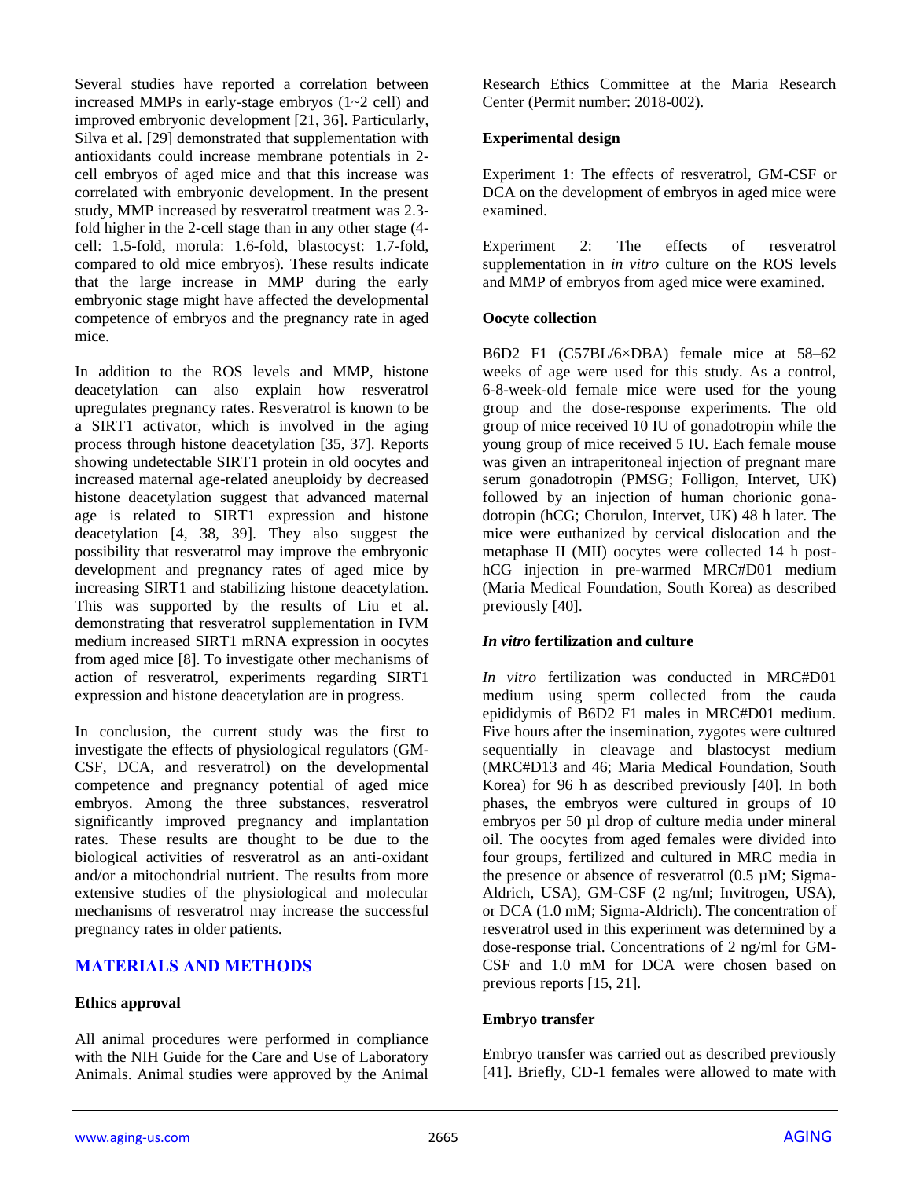Several studies have reported a correlation between increased MMPs in early-stage embryos (1~2 cell) and improved embryonic development [21, 36]. Particularly, Silva et al. [29] demonstrated that supplementation with antioxidants could increase membrane potentials in 2-cell embryos of aged mice and that this increase was correlated with embryonic development. In the present study, MMP increased by resveratrol treatment was 2.3-fold higher in the 2-cell stage than in any other stage (4-cell: 1.5-fold, morula: 1.6-fold, blastocyst: 1.7-fold, compared to old mice embryos). These results indicate that the large increase in MMP during the early embryonic stage might have affected the developmental competence of embryos and the pregnancy rate in aged mice.

In addition to the ROS levels and MMP, histone deacetylation can also explain how resveratrol upregulates pregnancy rates. Resveratrol is known to be a SIRT1 activator, which is involved in the aging process through histone deacetylation [35, 37]. Reports showing undetectable SIRT1 protein in old oocytes and increased maternal age-related aneuploidy by decreased histone deacetylation suggest that advanced maternal age is related to SIRT1 expression and histone deacetylation [4, 38, 39]. They also suggest the possibility that resveratrol may improve the embryonic development and pregnancy rates of aged mice by increasing SIRT1 and stabilizing histone deacetylation. This was supported by the results of Liu et al. demonstrating that resveratrol supplementation in IVM medium increased SIRT1 mRNA expression in oocytes from aged mice [8]. To investigate other mechanisms of action of resveratrol, experiments regarding SIRT1 expression and histone deacetylation are in progress.

In conclusion, the current study was the first to investigate the effects of physiological regulators (GM-CSF, DCA, and resveratrol) on the developmental competence and pregnancy potential of aged mice embryos. Among the three substances, resveratrol significantly improved pregnancy and implantation rates. These results are thought to be due to the biological activities of resveratrol as an anti-oxidant and/or a mitochondrial nutrient. The results from more extensive studies of the physiological and molecular mechanisms of resveratrol may increase the successful pregnancy rates in older patients.

## MATERIALS AND METHODS

### Ethics approval

All animal procedures were performed in compliance with the NIH Guide for the Care and Use of Laboratory Animals. Animal studies were approved by the Animal Research Ethics Committee at the Maria Research Center (Permit number: 2018-002).

### Experimental design

Experiment 1: The effects of resveratrol, GM-CSF or DCA on the development of embryos in aged mice were examined.

Experiment 2: The effects of resveratrol supplementation in *in vitro* culture on the ROS levels and MMP of embryos from aged mice were examined.

### Oocyte collection

B6D2 F1 (C57BL/6×DBA) female mice at 58–62 weeks of age were used for this study. As a control, 6-8-week-old female mice were used for the young group and the dose-response experiments. The old group of mice received 10 IU of gonadotropin while the young group of mice received 5 IU. Each female mouse was given an intraperitoneal injection of pregnant mare serum gonadotropin (PMSG; Folligon, Intervet, UK) followed by an injection of human chorionic gonadotropin (hCG; Chorulon, Intervet, UK) 48 h later. The mice were euthanized by cervical dislocation and the metaphase II (MII) oocytes were collected 14 h post-hCG injection in pre-warmed MRC#D01 medium (Maria Medical Foundation, South Korea) as described previously [40].

### *In vitro* fertilization and culture

*In vitro* fertilization was conducted in MRC#D01 medium using sperm collected from the cauda epididymis of B6D2 F1 males in MRC#D01 medium. Five hours after the insemination, zygotes were cultured sequentially in cleavage and blastocyst medium (MRC#D13 and 46; Maria Medical Foundation, South Korea) for 96 h as described previously [40]. In both phases, the embryos were cultured in groups of 10 embryos per 50 µl drop of culture media under mineral oil. The oocytes from aged females were divided into four groups, fertilized and cultured in MRC media in the presence or absence of resveratrol (0.5 µM; Sigma-Aldrich, USA), GM-CSF (2 ng/ml; Invitrogen, USA), or DCA (1.0 mM; Sigma-Aldrich). The concentration of resveratrol used in this experiment was determined by a dose-response trial. Concentrations of 2 ng/ml for GM-CSF and 1.0 mM for DCA were chosen based on previous reports [15, 21].

### Embryo transfer

Embryo transfer was carried out as described previously [41]. Briefly, CD-1 females were allowed to mate with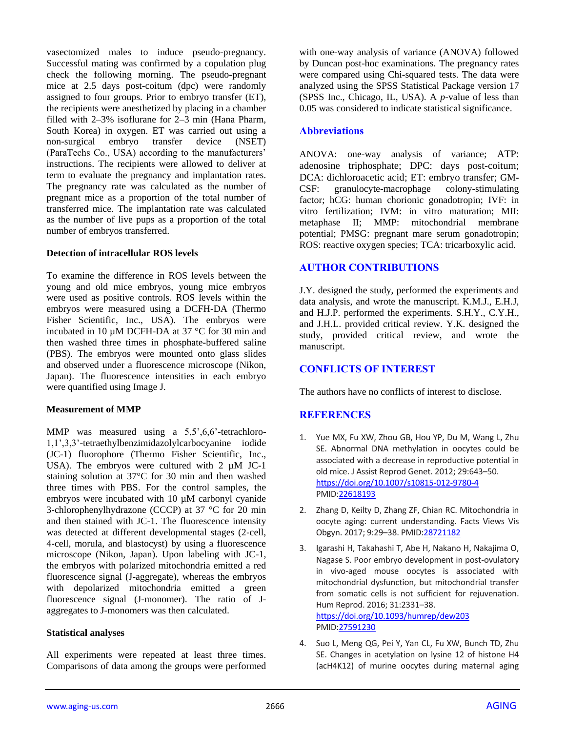vasectomized males to induce pseudo-pregnancy. Successful mating was confirmed by a copulation plug check the following morning. The pseudo-pregnant mice at 2.5 days post-coitum (dpc) were randomly assigned to four groups. Prior to embryo transfer (ET), the recipients were anesthetized by placing in a chamber filled with 2–3% isoflurane for 2–3 min (Hana Pharm, South Korea) in oxygen. ET was carried out using a non-surgical embryo transfer device (NSET) (ParaTechs Co., USA) according to the manufacturers' instructions. The recipients were allowed to deliver at term to evaluate the pregnancy and implantation rates. The pregnancy rate was calculated as the number of pregnant mice as a proportion of the total number of transferred mice. The implantation rate was calculated as the number of live pups as a proportion of the total number of embryos transferred.

### Detection of intracellular ROS levels

To examine the difference in ROS levels between the young and old mice embryos, young mice embryos were used as positive controls. ROS levels within the embryos were measured using a DCFH-DA (Thermo Fisher Scientific, Inc., USA). The embryos were incubated in 10 µM DCFH-DA at 37 °C for 30 min and then washed three times in phosphate-buffered saline (PBS). The embryos were mounted onto glass slides and observed under a fluorescence microscope (Nikon, Japan). The fluorescence intensities in each embryo were quantified using Image J.

### Measurement of MMP

MMP was measured using a 5,5',6,6'-tetrachloro-1,1',3,3'-tetraethylbenzimidazolylcarbocyanine iodide (JC-1) fluorophore (Thermo Fisher Scientific, Inc., USA). The embryos were cultured with 2 µM JC-1 staining solution at 37°C for 30 min and then washed three times with PBS. For the control samples, the embryos were incubated with 10 µM carbonyl cyanide 3-chlorophenylhydrazone (CCCP) at 37 °C for 20 min and then stained with JC-1. The fluorescence intensity was detected at different developmental stages (2-cell, 4-cell, morula, and blastocyst) by using a fluorescence microscope (Nikon, Japan). Upon labeling with JC-1, the embryos with polarized mitochondria emitted a red fluorescence signal (J-aggregate), whereas the embryos with depolarized mitochondria emitted a green fluorescence signal (J-monomer). The ratio of J-aggregates to J-monomers was then calculated.

### Statistical analyses

All experiments were repeated at least three times. Comparisons of data among the groups were performed with one-way analysis of variance (ANOVA) followed by Duncan post-hoc examinations. The pregnancy rates were compared using Chi-squared tests. The data were analyzed using the SPSS Statistical Package version 17 (SPSS Inc., Chicago, IL, USA). A *p*-value of less than 0.05 was considered to indicate statistical significance.

## Abbreviations

ANOVA: one-way analysis of variance; ATP: adenosine triphosphate; DPC: days post-coitum; DCA: dichloroacetic acid; ET: embryo transfer; GM-CSF: granulocyte-macrophage colony-stimulating factor; hCG: human chorionic gonadotropin; IVF: in vitro fertilization; IVM: in vitro maturation; MII: metaphase II; MMP: mitochondrial membrane potential; PMSG: pregnant mare serum gonadotropin; ROS: reactive oxygen species; TCA: tricarboxylic acid.

## AUTHOR CONTRIBUTIONS

J.Y. designed the study, performed the experiments and data analysis, and wrote the manuscript. K.M.J., E.H.J, and H.J.P. performed the experiments. S.H.Y., C.Y.H., and J.H.L. provided critical review. Y.K. designed the study, provided critical review, and wrote the manuscript.

## CONFLICTS OF INTEREST

The authors have no conflicts of interest to disclose.

## REFERENCES

1. Yue MX, Fu XW, Zhou GB, Hou YP, Du M, Wang L, Zhu SE. Abnormal DNA methylation in oocytes could be associated with a decrease in reproductive potential in old mice. J Assist Reprod Genet. 2012; 29:643–50. https://doi.org/10.1007/s10815-012-9780-4 PMID:22618193

2. Zhang D, Keilty D, Zhang ZF, Chian RC. Mitochondria in oocyte aging: current understanding. Facts Views Vis Obgyn. 2017; 9:29–38. PMID:28721182

3. Igarashi H, Takahashi T, Abe H, Nakano H, Nakajima O, Nagase S. Poor embryo development in post-ovulatory in vivo-aged mouse oocytes is associated with mitochondrial dysfunction, but mitochondrial transfer from somatic cells is not sufficient for rejuvenation. Hum Reprod. 2016; 31:2331–38. https://doi.org/10.1093/humrep/dew203 PMID:27591230

4. Suo L, Meng QG, Pei Y, Yan CL, Fu XW, Bunch TD, Zhu SE. Changes in acetylation on lysine 12 of histone H4 (acH4K12) of murine oocytes during maternal aging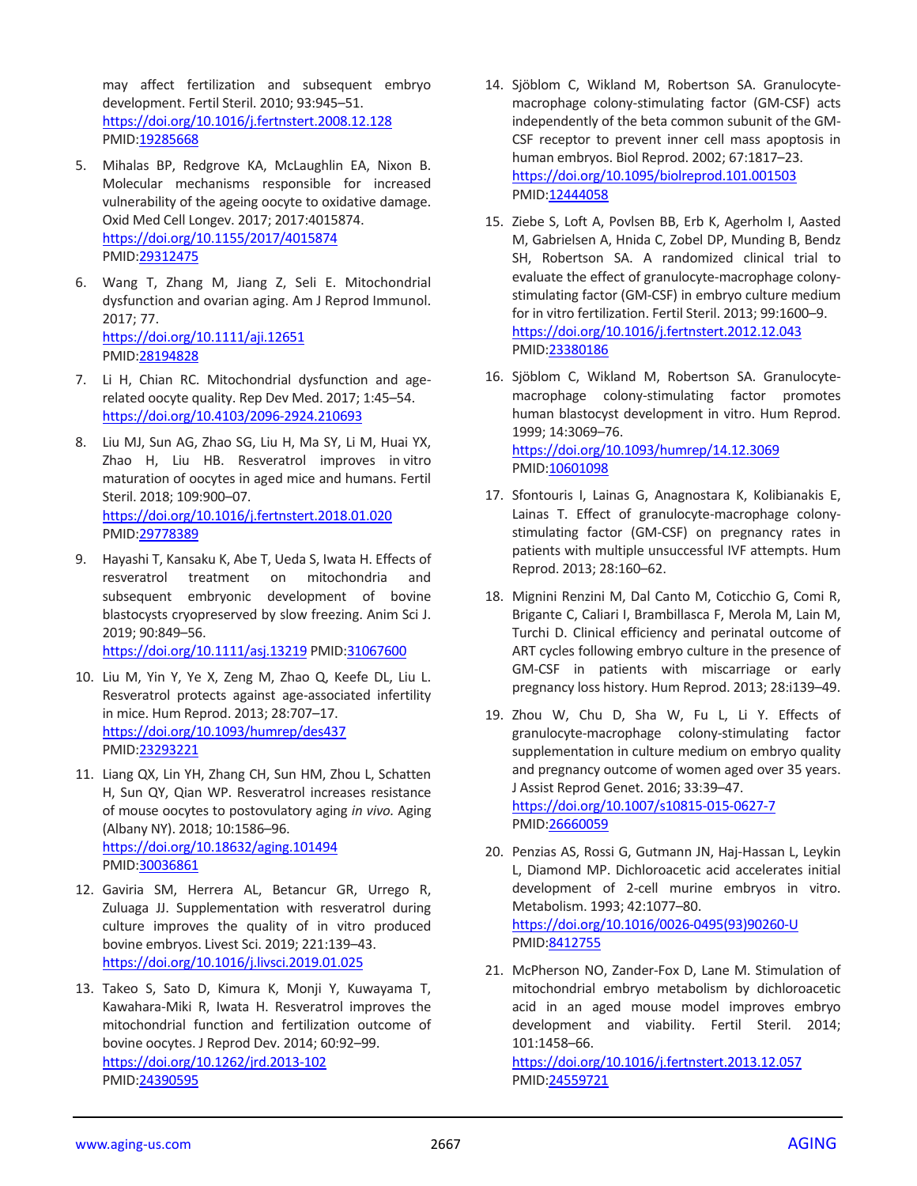may affect fertilization and subsequent embryo development. Fertil Steril. 2010; 93:945–51. https://doi.org/10.1016/j.fertnstert.2008.12.128 PMID:19285668

5. Mihalas BP, Redgrove KA, McLaughlin EA, Nixon B. Molecular mechanisms responsible for increased vulnerability of the ageing oocyte to oxidative damage. Oxid Med Cell Longev. 2017; 2017:4015874. https://doi.org/10.1155/2017/4015874 PMID:29312475

6. Wang T, Zhang M, Jiang Z, Seli E. Mitochondrial dysfunction and ovarian aging. Am J Reprod Immunol. 2017; 77. https://doi.org/10.1111/aji.12651 PMID:28194828

7. Li H, Chian RC. Mitochondrial dysfunction and age-related oocyte quality. Rep Dev Med. 2017; 1:45–54. https://doi.org/10.4103/2096-2924.210693

8. Liu MJ, Sun AG, Zhao SG, Liu H, Ma SY, Li M, Huai YX, Zhao H, Liu HB. Resveratrol improves in vitro maturation of oocytes in aged mice and humans. Fertil Steril. 2018; 109:900–07. https://doi.org/10.1016/j.fertnstert.2018.01.020 PMID:29778389

9. Hayashi T, Kansaku K, Abe T, Ueda S, Iwata H. Effects of resveratrol treatment on mitochondria and subsequent embryonic development of bovine blastocysts cryopreserved by slow freezing. Anim Sci J. 2019; 90:849–56. https://doi.org/10.1111/asj.13219 PMID:31067600

10. Liu M, Yin Y, Ye X, Zeng M, Zhao Q, Keefe DL, Liu L. Resveratrol protects against age-associated infertility in mice. Hum Reprod. 2013; 28:707–17. https://doi.org/10.1093/humrep/des437 PMID:23293221

11. Liang QX, Lin YH, Zhang CH, Sun HM, Zhou L, Schatten H, Sun QY, Qian WP. Resveratrol increases resistance of mouse oocytes to postovulatory aging *in vivo.* Aging (Albany NY). 2018; 10:1586–96. https://doi.org/10.18632/aging.101494 PMID:30036861

12. Gaviria SM, Herrera AL, Betancur GR, Urrego R, Zuluaga JJ. Supplementation with resveratrol during culture improves the quality of in vitro produced bovine embryos. Livest Sci. 2019; 221:139–43. https://doi.org/10.1016/j.livsci.2019.01.025

13. Takeo S, Sato D, Kimura K, Monji Y, Kuwayama T, Kawahara-Miki R, Iwata H. Resveratrol improves the mitochondrial function and fertilization outcome of bovine oocytes. J Reprod Dev. 2014; 60:92–99. https://doi.org/10.1262/jrd.2013-102 PMID:24390595

14. Sjöblom C, Wikland M, Robertson SA. Granulocyte-macrophage colony-stimulating factor (GM-CSF) acts independently of the beta common subunit of the GM-CSF receptor to prevent inner cell mass apoptosis in human embryos. Biol Reprod. 2002; 67:1817–23. https://doi.org/10.1095/biolreprod.101.001503 PMID:12444058

15. Ziebe S, Loft A, Povlsen BB, Erb K, Agerholm I, Aasted M, Gabrielsen A, Hnida C, Zobel DP, Munding B, Bendz SH, Robertson SA. A randomized clinical trial to evaluate the effect of granulocyte-macrophage colony-stimulating factor (GM-CSF) in embryo culture medium for in vitro fertilization. Fertil Steril. 2013; 99:1600–9. https://doi.org/10.1016/j.fertnstert.2012.12.043 PMID:23380186

16. Sjöblom C, Wikland M, Robertson SA. Granulocyte-macrophage colony-stimulating factor promotes human blastocyst development in vitro. Hum Reprod. 1999; 14:3069–76. https://doi.org/10.1093/humrep/14.12.3069 PMID:10601098

17. Sfontouris I, Lainas G, Anagnostara K, Kolibianakis E, Lainas T. Effect of granulocyte-macrophage colony-stimulating factor (GM-CSF) on pregnancy rates in patients with multiple unsuccessful IVF attempts. Hum Reprod. 2013; 28:160–62.

18. Mignini Renzini M, Dal Canto M, Coticchio G, Comi R, Brigante C, Caliari I, Brambillasca F, Merola M, Lain M, Turchi D. Clinical efficiency and perinatal outcome of ART cycles following embryo culture in the presence of GM-CSF in patients with miscarriage or early pregnancy loss history. Hum Reprod. 2013; 28:i139–49.

19. Zhou W, Chu D, Sha W, Fu L, Li Y. Effects of granulocyte-macrophage colony-stimulating factor supplementation in culture medium on embryo quality and pregnancy outcome of women aged over 35 years. J Assist Reprod Genet. 2016; 33:39–47. https://doi.org/10.1007/s10815-015-0627-7 PMID:26660059

20. Penzias AS, Rossi G, Gutmann JN, Haj-Hassan L, Leykin L, Diamond MP. Dichloroacetic acid accelerates initial development of 2-cell murine embryos in vitro. Metabolism. 1993; 42:1077–80. https://doi.org/10.1016/0026-0495(93)90260-U PMID:8412755

21. McPherson NO, Zander-Fox D, Lane M. Stimulation of mitochondrial embryo metabolism by dichloroacetic acid in an aged mouse model improves embryo development and viability. Fertil Steril. 2014; 101:1458–66. https://doi.org/10.1016/j.fertnstert.2013.12.057 PMID:24559721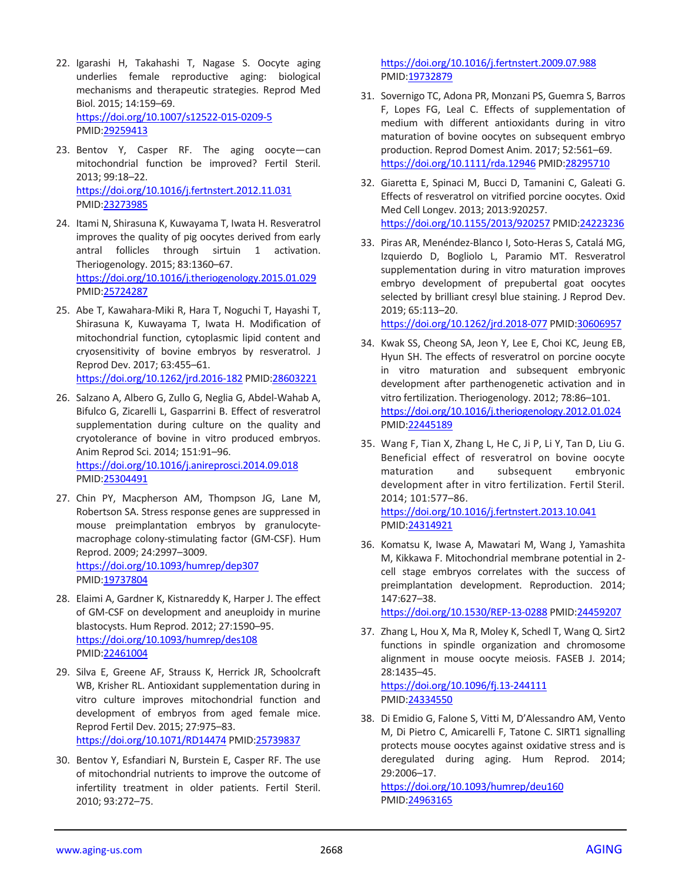22. Igarashi H, Takahashi T, Nagase S. Oocyte aging underlies female reproductive aging: biological mechanisms and therapeutic strategies. Reprod Med Biol. 2015; 14:159–69. https://doi.org/10.1007/s12522-015-0209-5 PMID:29259413

23. Bentov Y, Casper RF. The aging oocyte—can mitochondrial function be improved? Fertil Steril. 2013; 99:18–22. https://doi.org/10.1016/j.fertnstert.2012.11.031 PMID:23273985

24. Itami N, Shirasuna K, Kuwayama T, Iwata H. Resveratrol improves the quality of pig oocytes derived from early antral follicles through sirtuin 1 activation. Theriogenology. 2015; 83:1360–67. https://doi.org/10.1016/j.theriogenology.2015.01.029 PMID:25724287

25. Abe T, Kawahara-Miki R, Hara T, Noguchi T, Hayashi T, Shirasuna K, Kuwayama T, Iwata H. Modification of mitochondrial function, cytoplasmic lipid content and cryosensitivity of bovine embryos by resveratrol. J Reprod Dev. 2017; 63:455–61. https://doi.org/10.1262/jrd.2016-182 PMID:28603221

26. Salzano A, Albero G, Zullo G, Neglia G, Abdel-Wahab A, Bifulco G, Zicarelli L, Gasparrini B. Effect of resveratrol supplementation during culture on the quality and cryotolerance of bovine in vitro produced embryos. Anim Reprod Sci. 2014; 151:91–96. https://doi.org/10.1016/j.anireprosci.2014.09.018 PMID:25304491

27. Chin PY, Macpherson AM, Thompson JG, Lane M, Robertson SA. Stress response genes are suppressed in mouse preimplantation embryos by granulocyte-macrophage colony-stimulating factor (GM-CSF). Hum Reprod. 2009; 24:2997–3009. https://doi.org/10.1093/humrep/dep307 PMID:19737804

28. Elaimi A, Gardner K, Kistnareddy K, Harper J. The effect of GM-CSF on development and aneuploidy in murine blastocysts. Hum Reprod. 2012; 27:1590–95. https://doi.org/10.1093/humrep/des108 PMID:22461004

29. Silva E, Greene AF, Strauss K, Herrick JR, Schoolcraft WB, Krisher RL. Antioxidant supplementation during in vitro culture improves mitochondrial function and development of embryos from aged female mice. Reprod Fertil Dev. 2015; 27:975–83. https://doi.org/10.1071/RD14474 PMID:25739837

30. Bentov Y, Esfandiari N, Burstein E, Casper RF. The use of mitochondrial nutrients to improve the outcome of infertility treatment in older patients. Fertil Steril. 2010; 93:272–75. https://doi.org/10.1016/j.fertnstert.2009.07.988 PMID:19732879

31. Sovernigo TC, Adona PR, Monzani PS, Guemra S, Barros F, Lopes FG, Leal C. Effects of supplementation of medium with different antioxidants during in vitro maturation of bovine oocytes on subsequent embryo production. Reprod Domest Anim. 2017; 52:561–69. https://doi.org/10.1111/rda.12946 PMID:28295710

32. Giaretta E, Spinaci M, Bucci D, Tamanini C, Galeati G. Effects of resveratrol on vitrified porcine oocytes. Oxid Med Cell Longev. 2013; 2013:920257. https://doi.org/10.1155/2013/920257 PMID:24223236

33. Piras AR, Menéndez-Blanco I, Soto-Heras S, Catalá MG, Izquierdo D, Bogliolo L, Paramio MT. Resveratrol supplementation during in vitro maturation improves embryo development of prepubertal goat oocytes selected by brilliant cresyl blue staining. J Reprod Dev. 2019; 65:113–20. https://doi.org/10.1262/jrd.2018-077 PMID:30606957

34. Kwak SS, Cheong SA, Jeon Y, Lee E, Choi KC, Jeung EB, Hyun SH. The effects of resveratrol on porcine oocyte in vitro maturation and subsequent embryonic development after parthenogenetic activation and in vitro fertilization. Theriogenology. 2012; 78:86–101. https://doi.org/10.1016/j.theriogenology.2012.01.024 PMID:22445189

35. Wang F, Tian X, Zhang L, He C, Ji P, Li Y, Tan D, Liu G. Beneficial effect of resveratrol on bovine oocyte maturation and subsequent embryonic development after in vitro fertilization. Fertil Steril. 2014; 101:577–86. https://doi.org/10.1016/j.fertnstert.2013.10.041 PMID:24314921

36. Komatsu K, Iwase A, Mawatari M, Wang J, Yamashita M, Kikkawa F. Mitochondrial membrane potential in 2-cell stage embryos correlates with the success of preimplantation development. Reproduction. 2014; 147:627–38. https://doi.org/10.1530/REP-13-0288 PMID:24459207

37. Zhang L, Hou X, Ma R, Moley K, Schedl T, Wang Q. Sirt2 functions in spindle organization and chromosome alignment in mouse oocyte meiosis. FASEB J. 2014; 28:1435–45. https://doi.org/10.1096/fj.13-244111 PMID:24334550

38. Di Emidio G, Falone S, Vitti M, D'Alessandro AM, Vento M, Di Pietro C, Amicarelli F, Tatone C. SIRT1 signalling protects mouse oocytes against oxidative stress and is deregulated during aging. Hum Reprod. 2014; 29:2006–17. https://doi.org/10.1093/humrep/deu160 PMID:24963165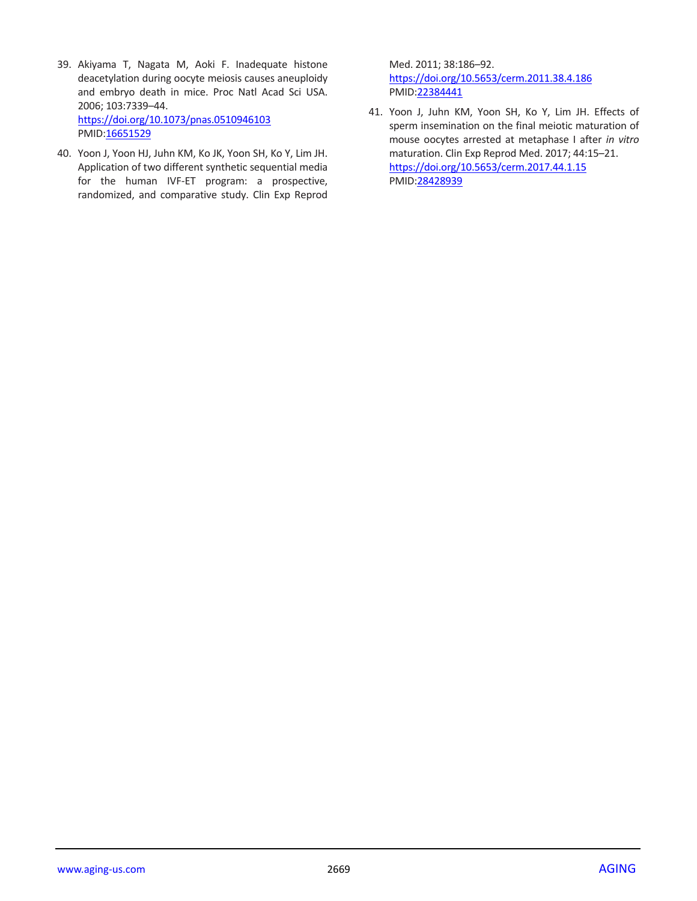39. Akiyama T, Nagata M, Aoki F. Inadequate histone deacetylation during oocyte meiosis causes aneuploidy and embryo death in mice. Proc Natl Acad Sci USA. 2006; 103:7339–44.
https://doi.org/10.1073/pnas.0510946103
PMID:16651529

40. Yoon J, Yoon HJ, Juhn KM, Ko JK, Yoon SH, Ko Y, Lim JH. Application of two different synthetic sequential media for the human IVF-ET program: a prospective, randomized, and comparative study. Clin Exp Reprod Med. 2011; 38:186–92.
https://doi.org/10.5653/cerm.2011.38.4.186
PMID:22384441

41. Yoon J, Juhn KM, Yoon SH, Ko Y, Lim JH. Effects of sperm insemination on the final meiotic maturation of mouse oocytes arrested at metaphase I after *in vitro* maturation. Clin Exp Reprod Med. 2017; 44:15–21.
https://doi.org/10.5653/cerm.2017.44.1.15
PMID:28428939